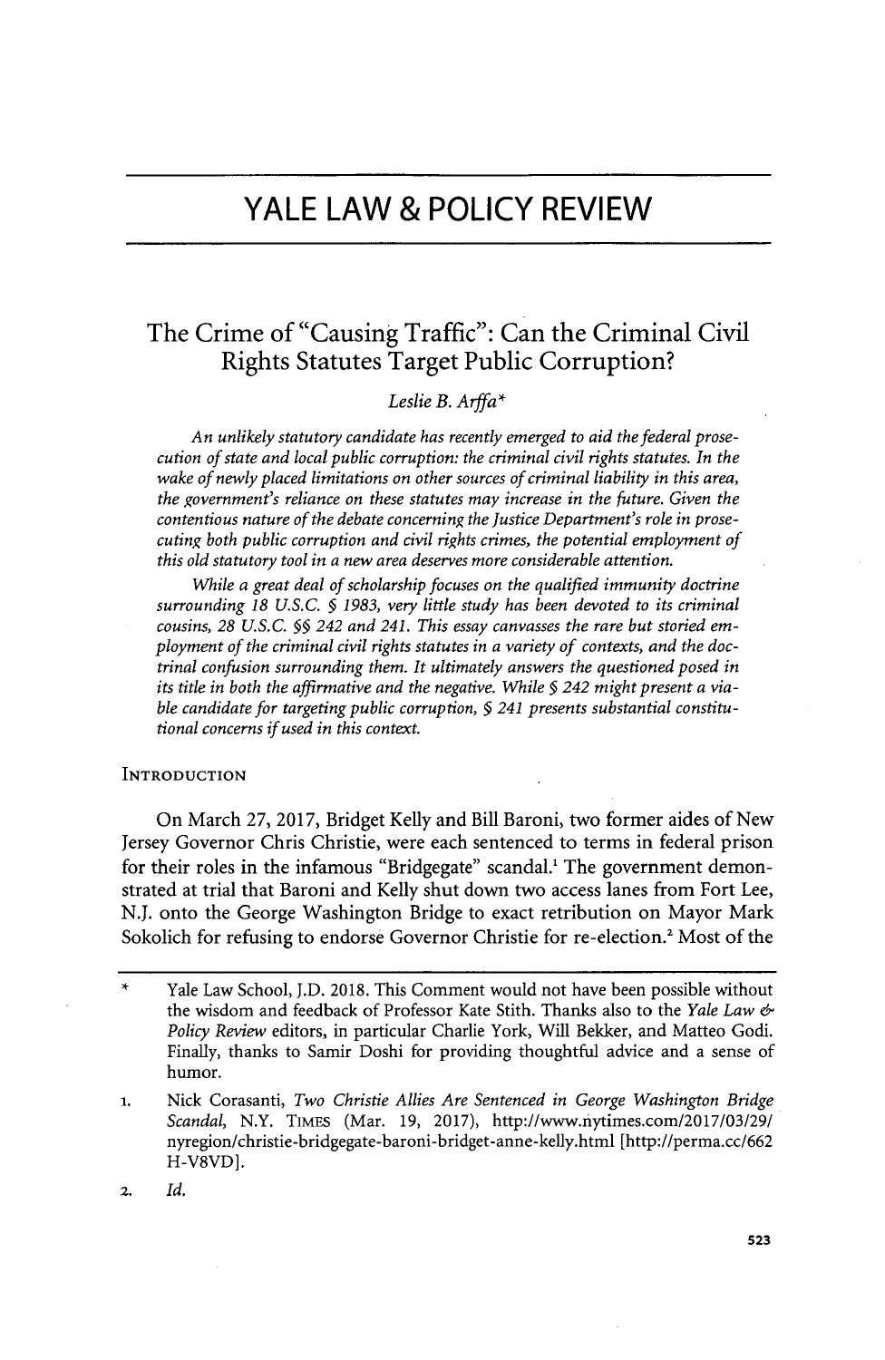# YALE LAW & POLICY REVIEW

## The Crime of "Causing Traffic": Can the Criminal Civil Rights Statutes Target Public Corruption?

*Leslie B. Arffa*[*]

*An unlikely statutory candidate has recently emerged to aid the federal prosecution of state and local public corruption: the criminal civil rights statutes. In the wake of newly placed limitations on other sources of criminal liability in this area, the government's reliance on these statutes may increase in the future. Given the contentious nature of the debate concerning the Justice Department's role in prosecuting both public corruption and civil rights crimes, the potential employment of this old statutory tool in a new area deserves more considerable attention.*

*While a great deal of scholarship focuses on the qualified immunity doctrine surrounding 18 U.S.C. § 1983, very little study has been devoted to its criminal cousins, 28 U.S.C. §§ 242 and 241. This essay canvasses the rare but storied employment of the criminal civil rights statutes in a variety of contexts, and the doctrinal confusion surrounding them. It ultimately answers the questioned posed in its title in both the affirmative and the negative. While § 242 might present a viable candidate for targeting public corruption, § 241 presents substantial constitutional concerns if used in this context.*

INTRODUCTION

On March 27, 2017, Bridget Kelly and Bill Baroni, two former aides of New Jersey Governor Chris Christie, were each sentenced to terms in federal prison for their roles in the infamous "Bridgegate" scandal.[1] The government demonstrated at trial that Baroni and Kelly shut down two access lanes from Fort Lee, N.J. onto the George Washington Bridge to exact retribution on Mayor Mark Sokolich for refusing to endorse Governor Christie for re-election.[2] Most of the

---

\* Yale Law School, J.D. 2018. This Comment would not have been possible without the wisdom and feedback of Professor Kate Stith. Thanks also to the *Yale Law & Policy Review* editors, in particular Charlie York, Will Bekker, and Matteo Godi. Finally, thanks to Samir Doshi for providing thoughtful advice and a sense of humor.

1. Nick Corasanti, *Two Christie Allies Are Sentenced in George Washington Bridge Scandal*, N.Y. TIMES (Mar. 19, 2017), http://www.nytimes.com/2017/03/29/nyregion/christie-bridgegate-baroni-bridget-anne-kelly.html [http://perma.cc/662H-V8VD].

2. *Id.*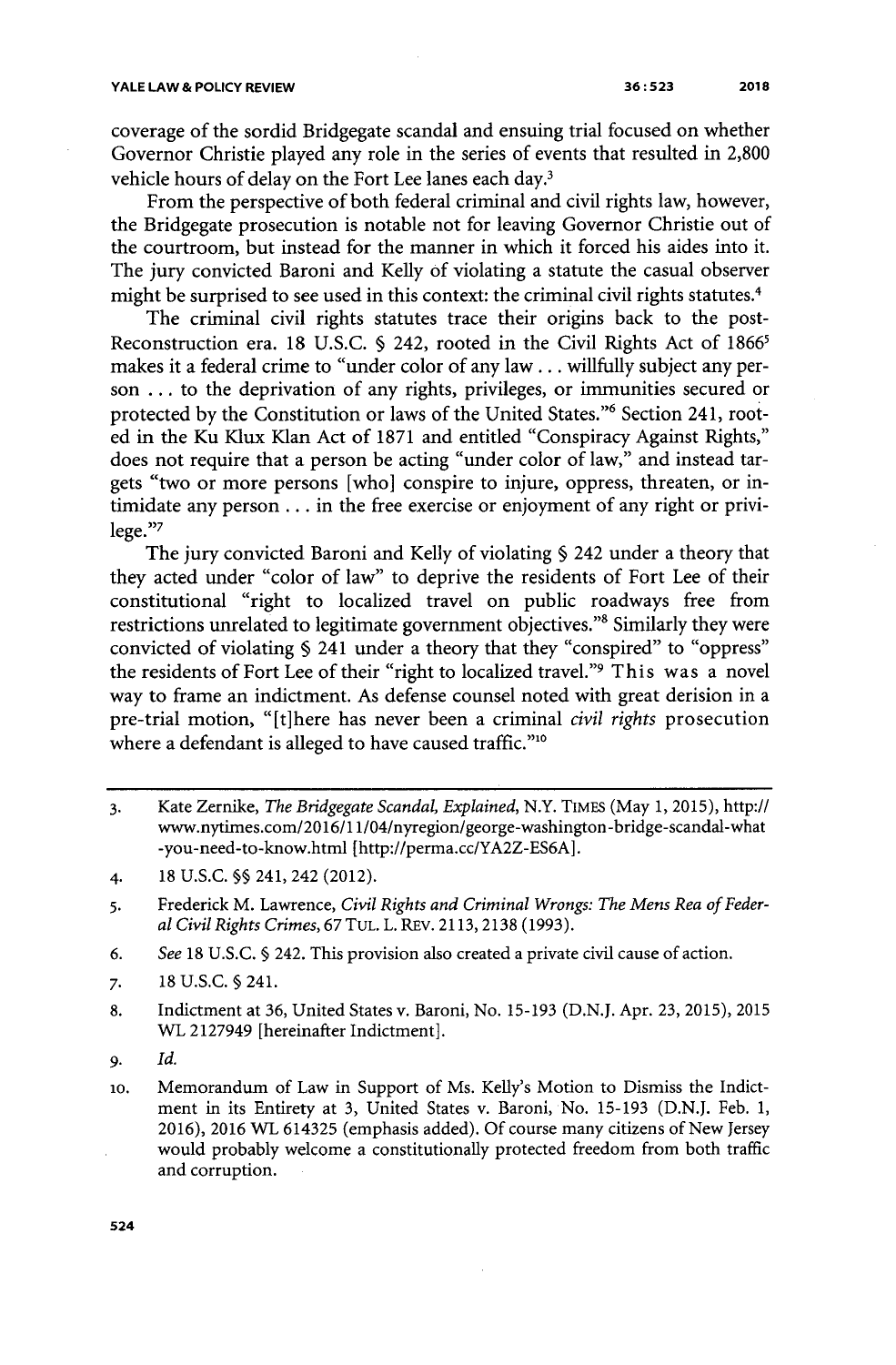coverage of the sordid Bridgegate scandal and ensuing trial focused on whether Governor Christie played any role in the series of events that resulted in 2,800 vehicle hours of delay on the Fort Lee lanes each day.[3]

From the perspective of both federal criminal and civil rights law, however, the Bridgegate prosecution is notable not for leaving Governor Christie out of the courtroom, but instead for the manner in which it forced his aides into it. The jury convicted Baroni and Kelly of violating a statute the casual observer might be surprised to see used in this context: the criminal civil rights statutes.[4]

The criminal civil rights statutes trace their origins back to the post-Reconstruction era. 18 U.S.C. § 242, rooted in the Civil Rights Act of 1866[5] makes it a federal crime to "under color of any law . . . willfully subject any person . . . to the deprivation of any rights, privileges, or immunities secured or protected by the Constitution or laws of the United States."[6] Section 241, rooted in the Ku Klux Klan Act of 1871 and entitled "Conspiracy Against Rights," does not require that a person be acting "under color of law," and instead targets "two or more persons [who] conspire to injure, oppress, threaten, or intimidate any person . . . in the free exercise or enjoyment of any right or privilege."[7]

The jury convicted Baroni and Kelly of violating § 242 under a theory that they acted under "color of law" to deprive the residents of Fort Lee of their constitutional "right to localized travel on public roadways free from restrictions unrelated to legitimate government objectives."[8] Similarly they were convicted of violating § 241 under a theory that they "conspired" to "oppress" the residents of Fort Lee of their "right to localized travel."[9] This was a novel way to frame an indictment. As defense counsel noted with great derision in a pre-trial motion, "[t]here has never been a criminal *civil rights* prosecution where a defendant is alleged to have caused traffic."[10]

---

3. Kate Zernike, *The Bridgegate Scandal, Explained*, N.Y. TIMES (May 1, 2015), http://www.nytimes.com/2016/11/04/nyregion/george-washington-bridge-scandal-what-you-need-to-know.html [http://perma.cc/YA2Z-ES6A].

4. 18 U.S.C. §§ 241, 242 (2012).

5. Frederick M. Lawrence, *Civil Rights and Criminal Wrongs: The Mens Rea of Federal Civil Rights Crimes*, 67 TUL. L. REV. 2113, 2138 (1993).

6. *See* 18 U.S.C. § 242. This provision also created a private civil cause of action.

7. 18 U.S.C. § 241.

8. Indictment at 36, United States v. Baroni, No. 15-193 (D.N.J. Apr. 23, 2015), 2015 WL 2127949 [hereinafter Indictment].

9. *Id.*

10. Memorandum of Law in Support of Ms. Kelly's Motion to Dismiss the Indictment in its Entirety at 3, United States v. Baroni, No. 15-193 (D.N.J. Feb. 1, 2016), 2016 WL 614325 (emphasis added). Of course many citizens of New Jersey would probably welcome a constitutionally protected freedom from both traffic and corruption.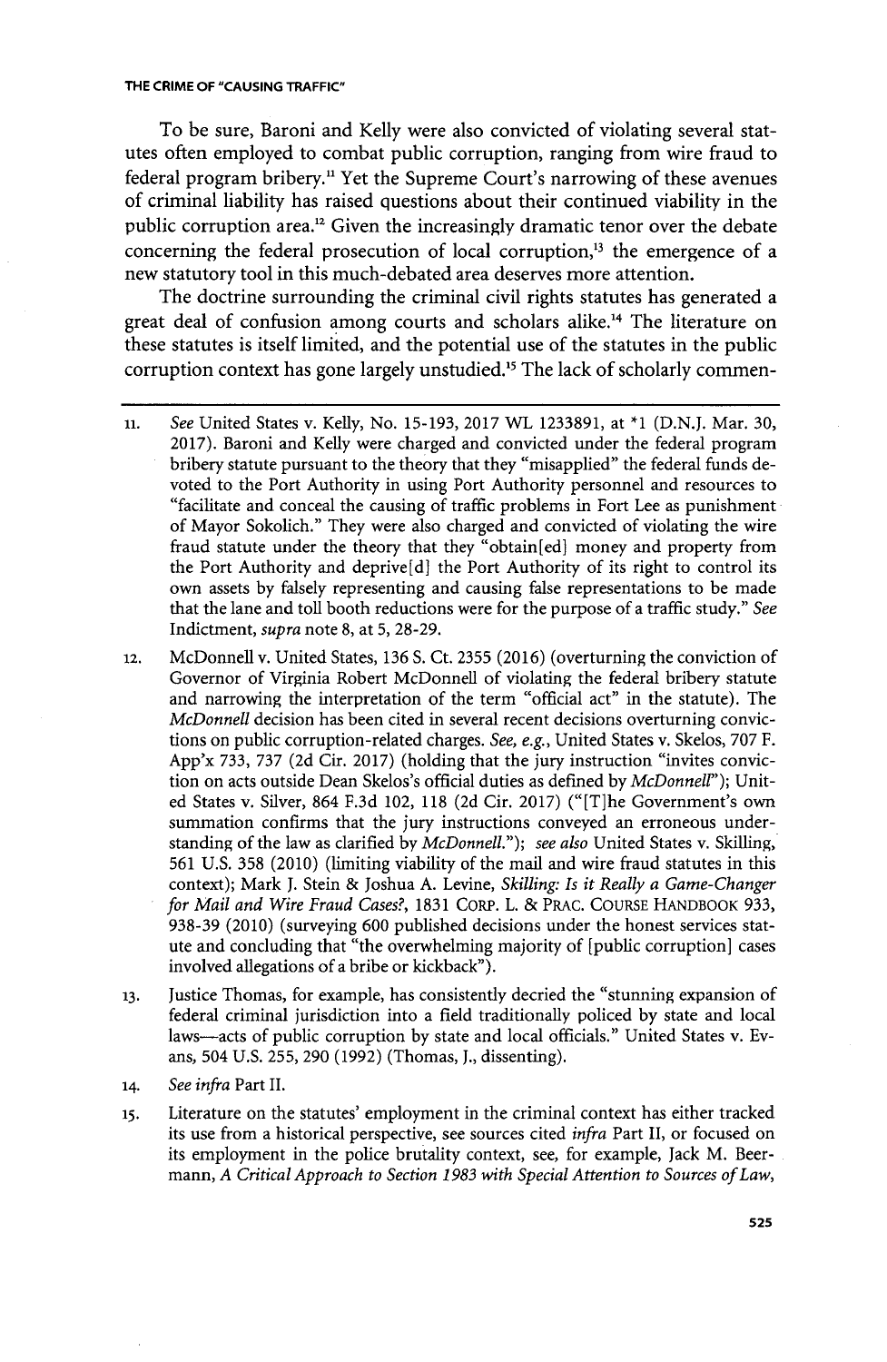To be sure, Baroni and Kelly were also convicted of violating several statutes often employed to combat public corruption, ranging from wire fraud to federal program bribery.[11] Yet the Supreme Court's narrowing of these avenues of criminal liability has raised questions about their continued viability in the public corruption area.[12] Given the increasingly dramatic tenor over the debate concerning the federal prosecution of local corruption,[13] the emergence of a new statutory tool in this much-debated area deserves more attention.

The doctrine surrounding the criminal civil rights statutes has generated a great deal of confusion among courts and scholars alike.[14] The literature on these statutes is itself limited, and the potential use of the statutes in the public corruption context has gone largely unstudied.[15] The lack of scholarly commen-

---

11. *See* United States v. Kelly, No. 15-193, 2017 WL 1233891, at *1 (D.N.J. Mar. 30, 2017). Baroni and Kelly were charged and convicted under the federal program bribery statute pursuant to the theory that they "misapplied" the federal funds devoted to the Port Authority in using Port Authority personnel and resources to "facilitate and conceal the causing of traffic problems in Fort Lee as punishment of Mayor Sokolich." They were also charged and convicted of violating the wire fraud statute under the theory that they "obtain[ed] money and property from the Port Authority and deprive[d] the Port Authority of its right to control its own assets by falsely representing and causing false representations to be made that the lane and toll booth reductions were for the purpose of a traffic study." *See* Indictment, *supra* note 8, at 5, 28-29.

12. McDonnell v. United States, 136 S. Ct. 2355 (2016) (overturning the conviction of Governor of Virginia Robert McDonnell of violating the federal bribery statute and narrowing the interpretation of the term "official act" in the statute). The *McDonnell* decision has been cited in several recent decisions overturning convictions on public corruption-related charges. *See, e.g.*, United States v. Skelos, 707 F. App'x 733, 737 (2d Cir. 2017) (holding that the jury instruction "invites conviction on acts outside Dean Skelos's official duties as defined by *McDonnell*"); United States v. Silver, 864 F.3d 102, 118 (2d Cir. 2017) ("[T]he Government's own summation confirms that the jury instructions conveyed an erroneous understanding of the law as clarified by *McDonnell*."); *see also* United States v. Skilling, 561 U.S. 358 (2010) (limiting viability of the mail and wire fraud statutes in this context); Mark J. Stein & Joshua A. Levine, *Skilling: Is it Really a Game-Changer for Mail and Wire Fraud Cases?*, 1831 Corp. L. & Prac. Course Handbook 933, 938-39 (2010) (surveying 600 published decisions under the honest services statute and concluding that "the overwhelming majority of [public corruption] cases involved allegations of a bribe or kickback").

13. Justice Thomas, for example, has consistently decried the "stunning expansion of federal criminal jurisdiction into a field traditionally policed by state and local laws—acts of public corruption by state and local officials." United States v. Evans, 504 U.S. 255, 290 (1992) (Thomas, J., dissenting).

14. *See infra* Part II.

15. Literature on the statutes' employment in the criminal context has either tracked its use from a historical perspective, see sources cited *infra* Part II, or focused on its employment in the police brutality context, see, for example, Jack M. Beermann, *A Critical Approach to Section 1983 with Special Attention to Sources of Law*,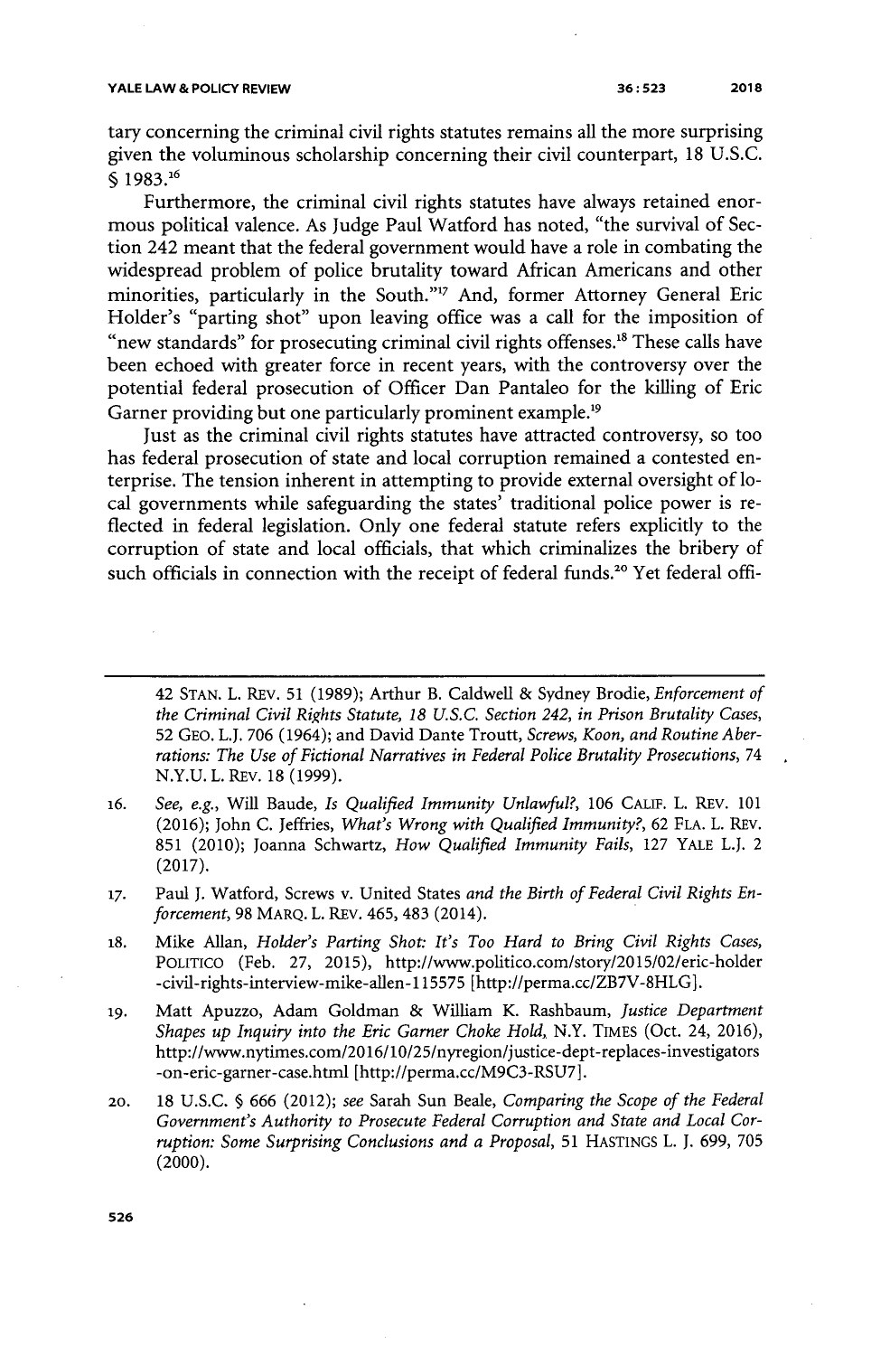tary concerning the criminal civil rights statutes remains all the more surprising given the voluminous scholarship concerning their civil counterpart, 18 U.S.C. § 1983.[16]

Furthermore, the criminal civil rights statutes have always retained enormous political valence. As Judge Paul Watford has noted, "the survival of Section 242 meant that the federal government would have a role in combating the widespread problem of police brutality toward African Americans and other minorities, particularly in the South."[17] And, former Attorney General Eric Holder's "parting shot" upon leaving office was a call for the imposition of "new standards" for prosecuting criminal civil rights offenses.[18] These calls have been echoed with greater force in recent years, with the controversy over the potential federal prosecution of Officer Dan Pantaleo for the killing of Eric Garner providing but one particularly prominent example.[19]

Just as the criminal civil rights statutes have attracted controversy, so too has federal prosecution of state and local corruption remained a contested enterprise. The tension inherent in attempting to provide external oversight of local governments while safeguarding the states' traditional police power is reflected in federal legislation. Only one federal statute refers explicitly to the corruption of state and local officials, that which criminalizes the bribery of such officials in connection with the receipt of federal funds.[20] Yet federal offi-

---

42 STAN. L. REV. 51 (1989); Arthur B. Caldwell & Sydney Brodie, *Enforcement of the Criminal Civil Rights Statute, 18 U.S.C. Section 242, in Prison Brutality Cases*, 52 GEO. L.J. 706 (1964); and David Dante Troutt, *Screws, Koon, and Routine Aberrations: The Use of Fictional Narratives in Federal Police Brutality Prosecutions*, 74 N.Y.U. L. REV. 18 (1999).

16. *See, e.g.*, Will Baude, *Is Qualified Immunity Unlawful?*, 106 CALIF. L. REV. 101 (2016); John C. Jeffries, *What's Wrong with Qualified Immunity?*, 62 FLA. L. REV. 851 (2010); Joanna Schwartz, *How Qualified Immunity Fails*, 127 YALE L.J. 2 (2017).

17. Paul J. Watford, Screws v. United States *and the Birth of Federal Civil Rights Enforcement*, 98 MARQ. L. REV. 465, 483 (2014).

18. Mike Allan, *Holder's Parting Shot: It's Too Hard to Bring Civil Rights Cases*, POLITICO (Feb. 27, 2015), http://www.politico.com/story/2015/02/eric-holder-civil-rights-interview-mike-allen-115575 [http://perma.cc/ZB7V-8HLG].

19. Matt Apuzzo, Adam Goldman & William K. Rashbaum, *Justice Department Shapes up Inquiry into the Eric Garner Choke Hold*, N.Y. TIMES (Oct. 24, 2016), http://www.nytimes.com/2016/10/25/nyregion/justice-dept-replaces-investigators-on-eric-garner-case.html [http://perma.cc/M9C3-RSU7].

20. 18 U.S.C. § 666 (2012); *see* Sarah Sun Beale, *Comparing the Scope of the Federal Government's Authority to Prosecute Federal Corruption and State and Local Corruption: Some Surprising Conclusions and a Proposal*, 51 HASTINGS L. J. 699, 705 (2000).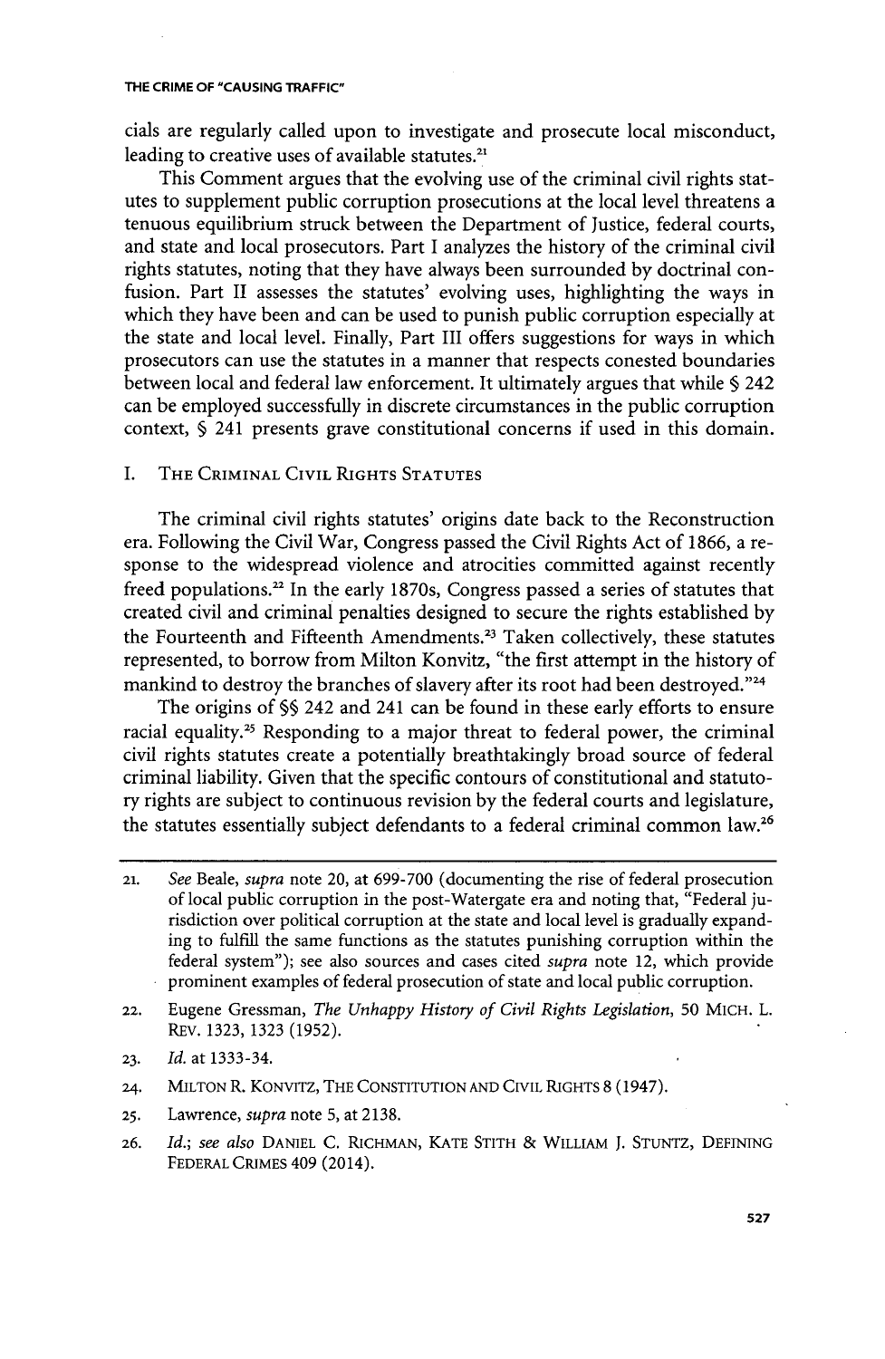cials are regularly called upon to investigate and prosecute local misconduct, leading to creative uses of available statutes.[21]

This Comment argues that the evolving use of the criminal civil rights statutes to supplement public corruption prosecutions at the local level threatens a tenuous equilibrium struck between the Department of Justice, federal courts, and state and local prosecutors. Part I analyzes the history of the criminal civil rights statutes, noting that they have always been surrounded by doctrinal confusion. Part II assesses the statutes' evolving uses, highlighting the ways in which they have been and can be used to punish public corruption especially at the state and local level. Finally, Part III offers suggestions for ways in which prosecutors can use the statutes in a manner that respects contested boundaries between local and federal law enforcement. It ultimately argues that while § 242 can be employed successfully in discrete circumstances in the public corruption context, § 241 presents grave constitutional concerns if used in this domain.

## I. THE CRIMINAL CIVIL RIGHTS STATUTES

The criminal civil rights statutes' origins date back to the Reconstruction era. Following the Civil War, Congress passed the Civil Rights Act of 1866, a response to the widespread violence and atrocities committed against recently freed populations.[22] In the early 1870s, Congress passed a series of statutes that created civil and criminal penalties designed to secure the rights established by the Fourteenth and Fifteenth Amendments.[23] Taken collectively, these statutes represented, to borrow from Milton Konvitz, "the first attempt in the history of mankind to destroy the branches of slavery after its root had been destroyed."[24]

The origins of §§ 242 and 241 can be found in these early efforts to ensure racial equality.[25] Responding to a major threat to federal power, the criminal civil rights statutes create a potentially breathtakingly broad source of federal criminal liability. Given that the specific contours of constitutional and statutory rights are subject to continuous revision by the federal courts and legislature, the statutes essentially subject defendants to a federal criminal common law.[26]

---

21. *See* Beale, *supra* note 20, at 699-700 (documenting the rise of federal prosecution of local public corruption in the post-Watergate era and noting that, "Federal jurisdiction over political corruption at the state and local level is gradually expanding to fulfill the same functions as the statutes punishing corruption within the federal system"); see also sources and cases cited *supra* note 12, which provide prominent examples of federal prosecution of state and local public corruption.

22. Eugene Gressman, *The Unhappy History of Civil Rights Legislation*, 50 MICH. L. REV. 1323, 1323 (1952).

23. *Id.* at 1333-34.

24. MILTON R. KONVITZ, THE CONSTITUTION AND CIVIL RIGHTS 8 (1947).

25. Lawrence, *supra* note 5, at 2138.

26. *Id.*; *see also* DANIEL C. RICHMAN, KATE STITH & WILLIAM J. STUNTZ, DEFINING FEDERAL CRIMES 409 (2014).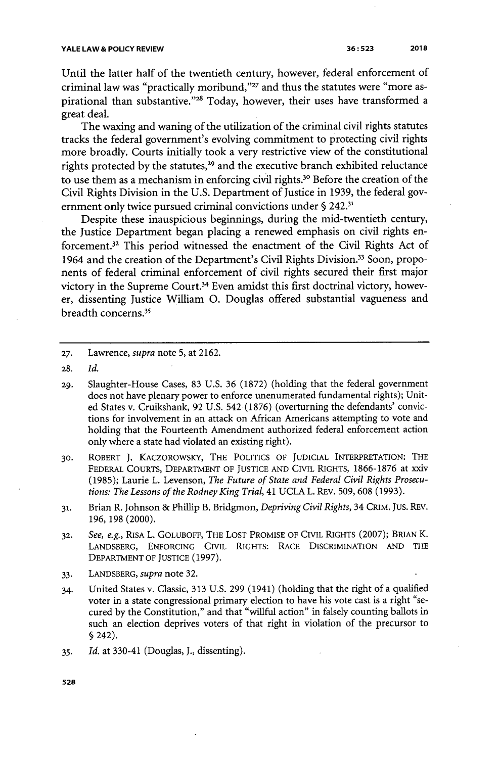Until the latter half of the twentieth century, however, federal enforcement of criminal law was "practically moribund,"[27] and thus the statutes were "more aspirational than substantive."[28] Today, however, their uses have transformed a great deal.

The waxing and waning of the utilization of the criminal civil rights statutes tracks the federal government's evolving commitment to protecting civil rights more broadly. Courts initially took a very restrictive view of the constitutional rights protected by the statutes,[29] and the executive branch exhibited reluctance to use them as a mechanism in enforcing civil rights.[30] Before the creation of the Civil Rights Division in the U.S. Department of Justice in 1939, the federal government only twice pursued criminal convictions under § 242.[31]

Despite these inauspicious beginnings, during the mid-twentieth century, the Justice Department began placing a renewed emphasis on civil rights enforcement.[32] This period witnessed the enactment of the Civil Rights Act of 1964 and the creation of the Department's Civil Rights Division.[33] Soon, proponents of federal criminal enforcement of civil rights secured their first major victory in the Supreme Court.[34] Even amidst this first doctrinal victory, however, dissenting Justice William O. Douglas offered substantial vagueness and breadth concerns.[35]

---

27. Lawrence, *supra* note 5, at 2162.

28. *Id.*

29. Slaughter-House Cases, 83 U.S. 36 (1872) (holding that the federal government does not have plenary power to enforce unenumerated fundamental rights); United States v. Cruikshank, 92 U.S. 542 (1876) (overturning the defendants' convictions for involvement in an attack on African Americans attempting to vote and holding that the Fourteenth Amendment authorized federal enforcement action only where a state had violated an existing right).

30. ROBERT J. KACZOROWSKY, THE POLITICS OF JUDICIAL INTERPRETATION: THE FEDERAL COURTS, DEPARTMENT OF JUSTICE AND CIVIL RIGHTS, 1866-1876 at xxiv (1985); Laurie L. Levenson, *The Future of State and Federal Civil Rights Prosecutions: The Lessons of the Rodney King Trial*, 41 UCLA L. REV. 509, 608 (1993).

31. Brian R. Johnson & Phillip B. Bridgmon, *Depriving Civil Rights*, 34 CRIM. JUS. REV. 196, 198 (2000).

32. *See, e.g.*, RISA L. GOLUBOFF, THE LOST PROMISE OF CIVIL RIGHTS (2007); BRIAN K. LANDSBERG, ENFORCING CIVIL RIGHTS: RACE DISCRIMINATION AND THE DEPARTMENT OF JUSTICE (1997).

33. LANDSBERG, *supra* note 32.

34. United States v. Classic, 313 U.S. 299 (1941) (holding that the right of a qualified voter in a state congressional primary election to have his vote cast is a right "secured by the Constitution," and that "willful action" in falsely counting ballots in such an election deprives voters of that right in violation of the precursor to § 242).

35. *Id.* at 330-41 (Douglas, J., dissenting).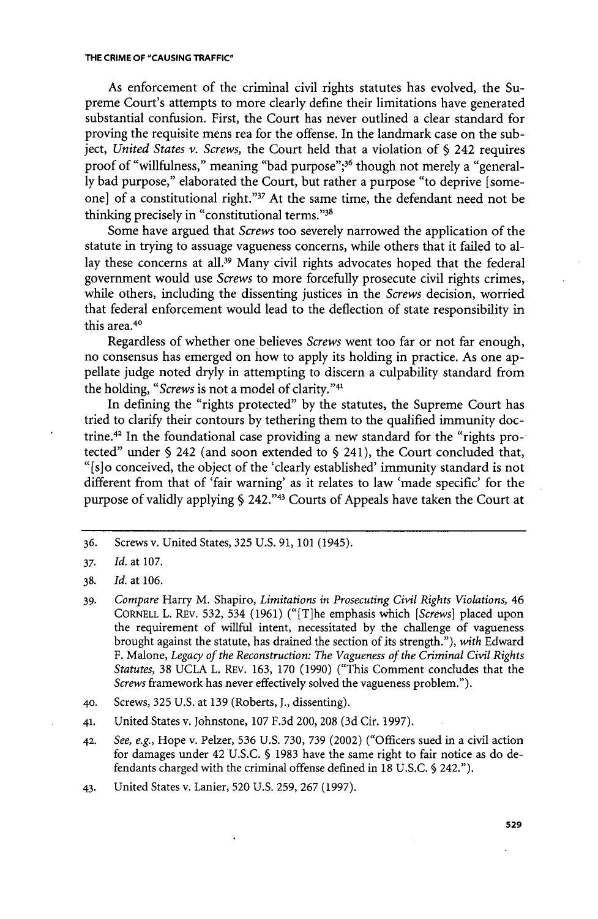As enforcement of the criminal civil rights statutes has evolved, the Supreme Court's attempts to more clearly define their limitations have generated substantial confusion. First, the Court has never outlined a clear standard for proving the requisite mens rea for the offense. In the landmark case on the subject, *United States v. Screws*, the Court held that a violation of § 242 requires proof of "willfulness," meaning "bad purpose";[36] though not merely a "generally bad purpose," elaborated the Court, but rather a purpose "to deprive [someone] of a constitutional right."[37] At the same time, the defendant need not be thinking precisely in "constitutional terms."[38]

Some have argued that *Screws* too severely narrowed the application of the statute in trying to assuage vagueness concerns, while others that it failed to allay these concerns at all.[39] Many civil rights advocates hoped that the federal government would use *Screws* to more forcefully prosecute civil rights crimes, while others, including the dissenting justices in the *Screws* decision, worried that federal enforcement would lead to the deflection of state responsibility in this area.[40]

Regardless of whether one believes *Screws* went too far or not far enough, no consensus has emerged on how to apply its holding in practice. As one appellate judge noted dryly in attempting to discern a culpability standard from the holding, "*Screws* is not a model of clarity."[41]

In defining the "rights protected" by the statutes, the Supreme Court has tried to clarify their contours by tethering them to the qualified immunity doctrine.[42] In the foundational case providing a new standard for the "rights protected" under § 242 (and soon extended to § 241), the Court concluded that, "[s]o conceived, the object of the 'clearly established' immunity standard is not different from that of 'fair warning' as it relates to law 'made specific' for the purpose of validly applying § 242."[43] Courts of Appeals have taken the Court at

---

36. Screws v. United States, 325 U.S. 91, 101 (1945).

37. *Id.* at 107.

38. *Id.* at 106.

39. *Compare* Harry M. Shapiro, *Limitations in Prosecuting Civil Rights Violations*, 46 CORNELL L. REV. 532, 534 (1961) ("[T]he emphasis which [*Screws*] placed upon the requirement of willful intent, necessitated by the challenge of vagueness brought against the statute, has drained the section of its strength."), *with* Edward F. Malone, *Legacy of the Reconstruction: The Vagueness of the Criminal Civil Rights Statutes*, 38 UCLA L. REV. 163, 170 (1990) ("This Comment concludes that the *Screws* framework has never effectively solved the vagueness problem.").

40. Screws, 325 U.S. at 139 (Roberts, J., dissenting).

41. United States v. Johnstone, 107 F.3d 200, 208 (3d Cir. 1997).

42. *See, e.g.*, Hope v. Pelzer, 536 U.S. 730, 739 (2002) ("Officers sued in a civil action for damages under 42 U.S.C. § 1983 have the same right to fair notice as do defendants charged with the criminal offense defined in 18 U.S.C. § 242.").

43. United States v. Lanier, 520 U.S. 259, 267 (1997).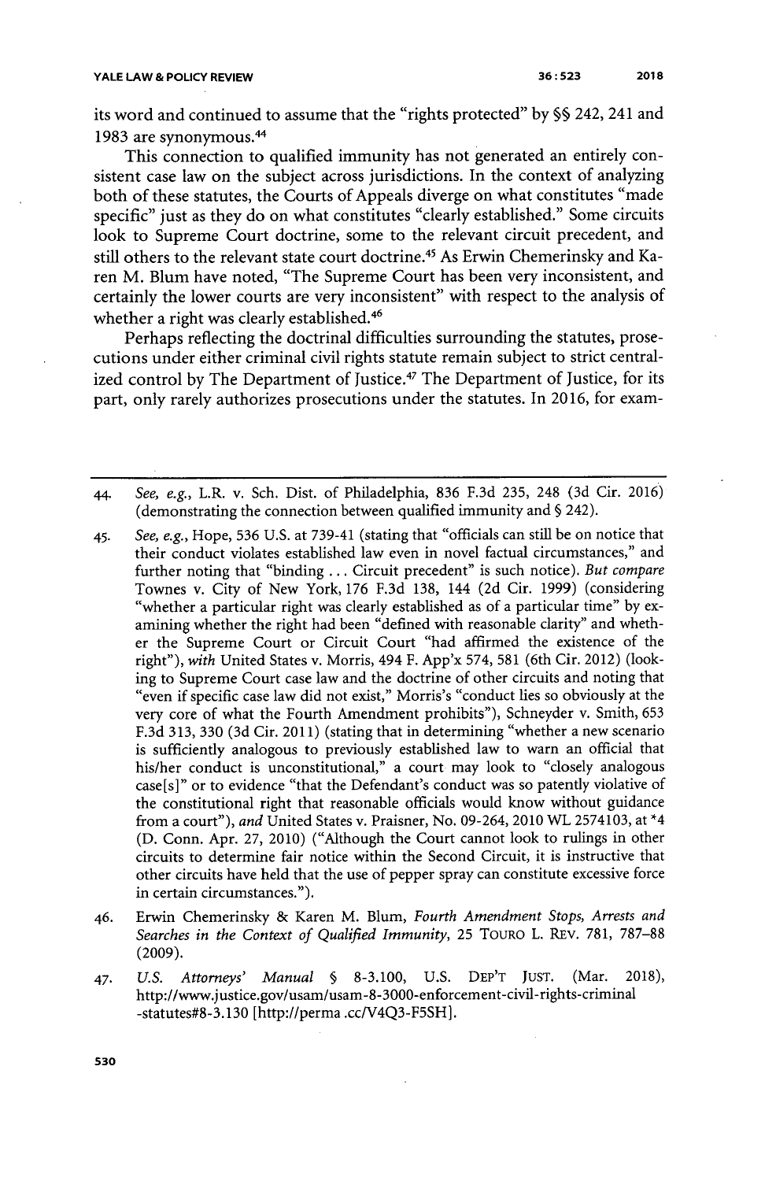its word and continued to assume that the "rights protected" by §§ 242, 241 and 1983 are synonymous.[44]

This connection to qualified immunity has not generated an entirely consistent case law on the subject across jurisdictions. In the context of analyzing both of these statutes, the Courts of Appeals diverge on what constitutes "made specific" just as they do on what constitutes "clearly established." Some circuits look to Supreme Court doctrine, some to the relevant circuit precedent, and still others to the relevant state court doctrine.[45] As Erwin Chemerinsky and Karen M. Blum have noted, "The Supreme Court has been very inconsistent, and certainly the lower courts are very inconsistent" with respect to the analysis of whether a right was clearly established.[46]

Perhaps reflecting the doctrinal difficulties surrounding the statutes, prosecutions under either criminal civil rights statute remain subject to strict centralized control by The Department of Justice.[47] The Department of Justice, for its part, only rarely authorizes prosecutions under the statutes. In 2016, for exam-

---

44. *See, e.g.*, L.R. v. Sch. Dist. of Philadelphia, 836 F.3d 235, 248 (3d Cir. 2016) (demonstrating the connection between qualified immunity and § 242).

45. *See, e.g.*, Hope, 536 U.S. at 739-41 (stating that "officials can still be on notice that their conduct violates established law even in novel factual circumstances," and further noting that "binding . . . Circuit precedent" is such notice). *But compare* Townes v. City of New York, 176 F.3d 138, 144 (2d Cir. 1999) (considering "whether a particular right was clearly established as of a particular time" by examining whether the right had been "defined with reasonable clarity" and whether the Supreme Court or Circuit Court "had affirmed the existence of the right"), *with* United States v. Morris, 494 F. App'x 574, 581 (6th Cir. 2012) (looking to Supreme Court case law and the doctrine of other circuits and noting that "even if specific case law did not exist," Morris's "conduct lies so obviously at the very core of what the Fourth Amendment prohibits"), Schneyder v. Smith, 653 F.3d 313, 330 (3d Cir. 2011) (stating that in determining "whether a new scenario is sufficiently analogous to previously established law to warn an official that his/her conduct is unconstitutional," a court may look to "closely analogous case[s]" or to evidence "that the Defendant's conduct was so patently violative of the constitutional right that reasonable officials would know without guidance from a court"), *and* United States v. Praisner, No. 09-264, 2010 WL 2574103, at *4 (D. Conn. Apr. 27, 2010) ("Although the Court cannot look to rulings in other circuits to determine fair notice within the Second Circuit, it is instructive that other circuits have held that the use of pepper spray can constitute excessive force in certain circumstances.").

46. Erwin Chemerinsky & Karen M. Blum, *Fourth Amendment Stops, Arrests and Searches in the Context of Qualified Immunity*, 25 TOURO L. REV. 781, 787–88 (2009).

47. *U.S. Attorneys' Manual* § 8-3.100, U.S. DEP'T JUST. (Mar. 2018), http://www.justice.gov/usam/usam-8-3000-enforcement-civil-rights-criminal-statutes#8-3.130 [http://perma.cc/V4Q3-F5SH].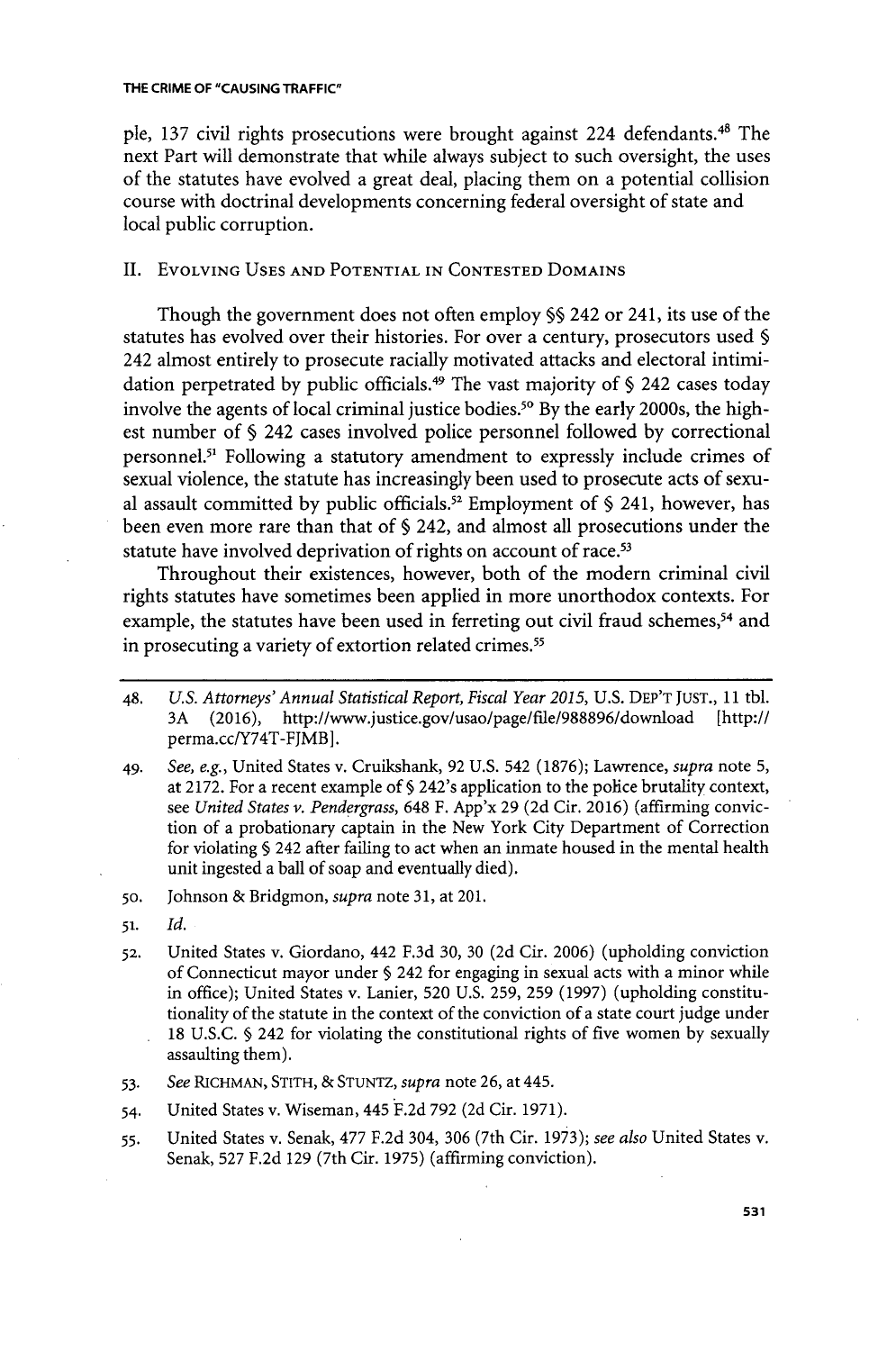ple, 137 civil rights prosecutions were brought against 224 defendants.[48] The next Part will demonstrate that while always subject to such oversight, the uses of the statutes have evolved a great deal, placing them on a potential collision course with doctrinal developments concerning federal oversight of state and local public corruption.

## II. Evolving Uses and Potential in Contested Domains

Though the government does not often employ §§ 242 or 241, its use of the statutes has evolved over their histories. For over a century, prosecutors used § 242 almost entirely to prosecute racially motivated attacks and electoral intimidation perpetrated by public officials.[49] The vast majority of § 242 cases today involve the agents of local criminal justice bodies.[50] By the early 2000s, the highest number of § 242 cases involved police personnel followed by correctional personnel.[51] Following a statutory amendment to expressly include crimes of sexual violence, the statute has increasingly been used to prosecute acts of sexual assault committed by public officials.[52] Employment of § 241, however, has been even more rare than that of § 242, and almost all prosecutions under the statute have involved deprivation of rights on account of race.[53]

Throughout their existences, however, both of the modern criminal civil rights statutes have sometimes been applied in more unorthodox contexts. For example, the statutes have been used in ferreting out civil fraud schemes,[54] and in prosecuting a variety of extortion related crimes.[55]

---

48. *U.S. Attorneys' Annual Statistical Report, Fiscal Year 2015*, U.S. Dep't Just., 11 tbl. 3A (2016), http://www.justice.gov/usao/page/file/988896/download [http://perma.cc/Y74T-FJMB].

49. *See, e.g.*, United States v. Cruikshank, 92 U.S. 542 (1876); Lawrence, *supra* note 5, at 2172. For a recent example of § 242's application to the police brutality context, see *United States v. Pendergrass*, 648 F. App'x 29 (2d Cir. 2016) (affirming conviction of a probationary captain in the New York City Department of Correction for violating § 242 after failing to act when an inmate housed in the mental health unit ingested a ball of soap and eventually died).

50. Johnson & Bridgmon, *supra* note 31, at 201.

51. *Id.*

52. United States v. Giordano, 442 F.3d 30, 30 (2d Cir. 2006) (upholding conviction of Connecticut mayor under § 242 for engaging in sexual acts with a minor while in office); United States v. Lanier, 520 U.S. 259, 259 (1997) (upholding constitutionality of the statute in the context of the conviction of a state court judge under 18 U.S.C. § 242 for violating the constitutional rights of five women by sexually assaulting them).

53. *See* Richman, Stith, & Stuntz, *supra* note 26, at 445.

54. United States v. Wiseman, 445 F.2d 792 (2d Cir. 1971).

55. United States v. Senak, 477 F.2d 304, 306 (7th Cir. 1973); *see also* United States v. Senak, 527 F.2d 129 (7th Cir. 1975) (affirming conviction).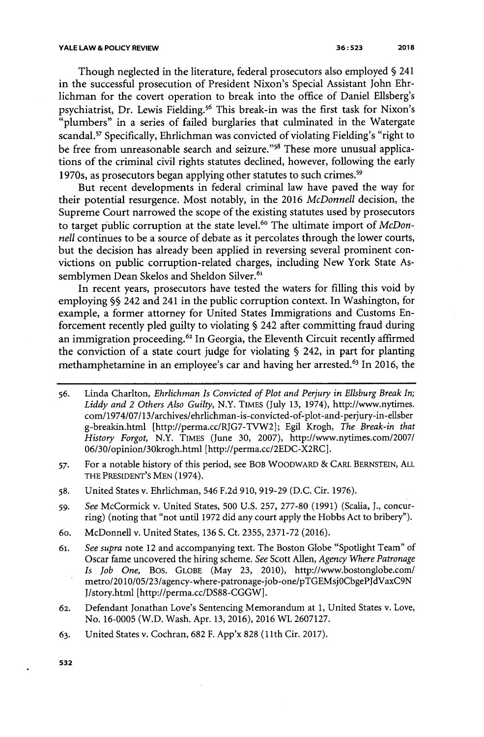Though neglected in the literature, federal prosecutors also employed § 241 in the successful prosecution of President Nixon's Special Assistant John Ehrlichman for the covert operation to break into the office of Daniel Ellsberg's psychiatrist, Dr. Lewis Fielding.[56] This break-in was the first task for Nixon's "plumbers" in a series of failed burglaries that culminated in the Watergate scandal.[57] Specifically, Ehrlichman was convicted of violating Fielding's "right to be free from unreasonable search and seizure."[58] These more unusual applications of the criminal civil rights statutes declined, however, following the early 1970s, as prosecutors began applying other statutes to such crimes.[59]

But recent developments in federal criminal law have paved the way for their potential resurgence. Most notably, in the 2016 *McDonnell* decision, the Supreme Court narrowed the scope of the existing statutes used by prosecutors to target public corruption at the state level.[60] The ultimate import of *McDonnell* continues to be a source of debate as it percolates through the lower courts, but the decision has already been applied in reversing several prominent convictions on public corruption-related charges, including New York State Assemblymen Dean Skelos and Sheldon Silver.[61]

In recent years, prosecutors have tested the waters for filling this void by employing §§ 242 and 241 in the public corruption context. In Washington, for example, a former attorney for United States Immigrations and Customs Enforcement recently pled guilty to violating § 242 after committing fraud during an immigration proceeding.[62] In Georgia, the Eleventh Circuit recently affirmed the conviction of a state court judge for violating § 242, in part for planting methamphetamine in an employee's car and having her arrested.[63] In 2016, the

---

56. Linda Charlton, *Ehrlichman Is Convicted of Plot and Perjury in Ellsburg Break In; Liddy and 2 Others Also Guilty*, N.Y. TIMES (July 13, 1974), http://www.nytimes.com/1974/07/13/archives/ehrlichman-is-convicted-of-plot-and-perjury-in-ellsberg-breakin.html [http://perma.cc/RJG7-TVW2]; Egil Krogh, *The Break-in that History Forgot*, N.Y. TIMES (June 30, 2007), http://www.nytimes.com/2007/06/30/opinion/30krogh.html [http://perma.cc/2EDC-X2RC].

57. For a notable history of this period, see BOB WOODWARD & CARL BERNSTEIN, ALL THE PRESIDENT'S MEN (1974).

58. United States v. Ehrlichman, 546 F.2d 910, 919-29 (D.C. Cir. 1976).

59. *See* McCormick v. United States, 500 U.S. 257, 277-80 (1991) (Scalia, J., concurring) (noting that "not until 1972 did any court apply the Hobbs Act to bribery").

60. McDonnell v. United States, 136 S. Ct. 2355, 2371-72 (2016).

61. *See supra* note 12 and accompanying text. The Boston Globe "Spotlight Team" of Oscar fame uncovered the hiring scheme. *See* Scott Allen, *Agency Where Patronage Is Job One*, BOS. GLOBE (May 23, 2010), http://www.bostonglobe.com/metro/2010/05/23/agency-where-patronage-job-one/pTGEMsj0CbgePJdVaxC9NJ/story.html [http://perma.cc/DS88-CGGW].

62. Defendant Jonathan Love's Sentencing Memorandum at 1, United States v. Love, No. 16-0005 (W.D. Wash. Apr. 13, 2016), 2016 WL 2607127.

63. United States v. Cochran, 682 F. App'x 828 (11th Cir. 2017).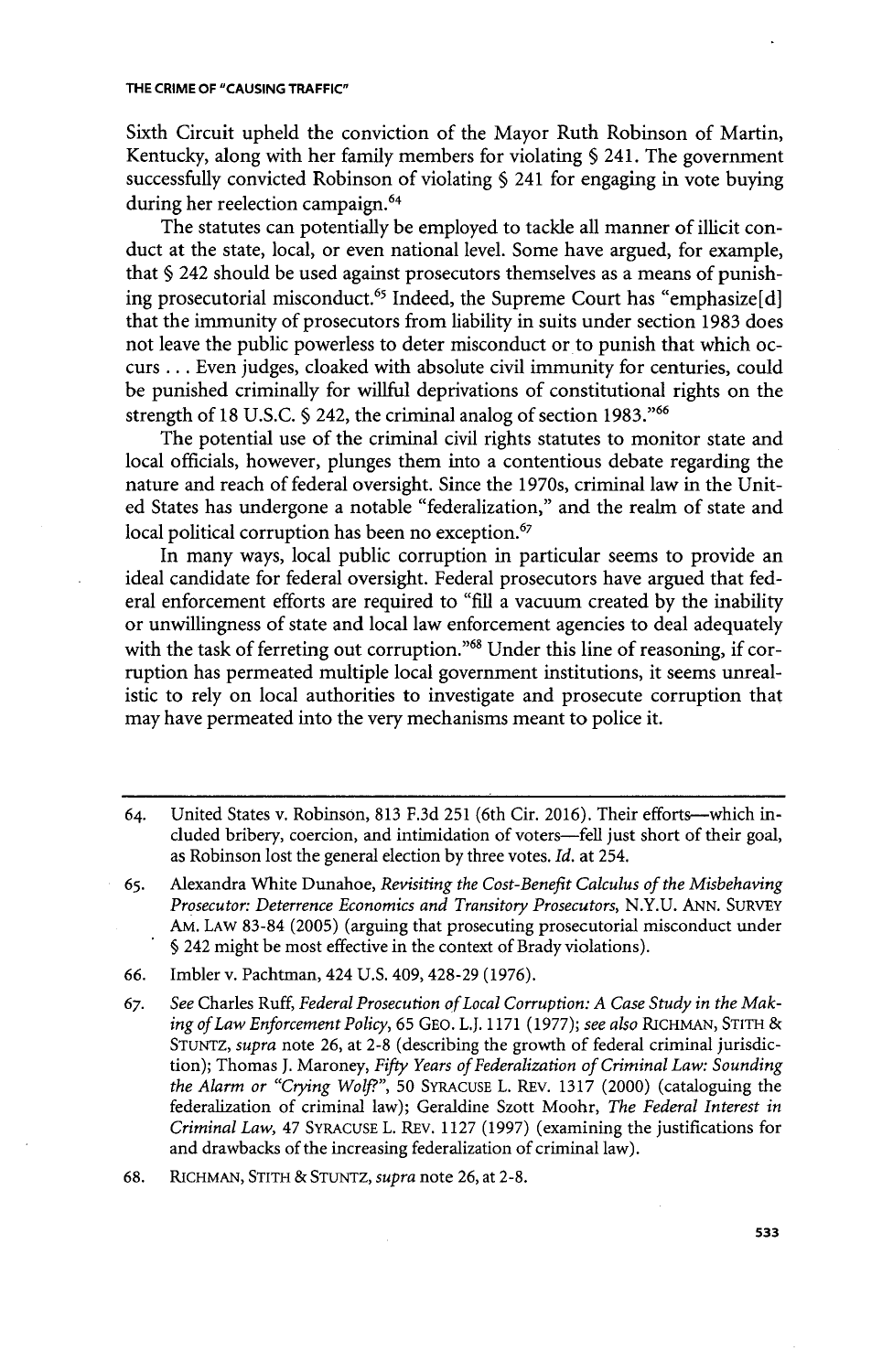Sixth Circuit upheld the conviction of the Mayor Ruth Robinson of Martin, Kentucky, along with her family members for violating § 241. The government successfully convicted Robinson of violating § 241 for engaging in vote buying during her reelection campaign.[64]

The statutes can potentially be employed to tackle all manner of illicit conduct at the state, local, or even national level. Some have argued, for example, that § 242 should be used against prosecutors themselves as a means of punishing prosecutorial misconduct.[65] Indeed, the Supreme Court has "emphasize[d] that the immunity of prosecutors from liability in suits under section 1983 does not leave the public powerless to deter misconduct or to punish that which occurs . . . Even judges, cloaked with absolute civil immunity for centuries, could be punished criminally for willful deprivations of constitutional rights on the strength of 18 U.S.C. § 242, the criminal analog of section 1983."[66]

The potential use of the criminal civil rights statutes to monitor state and local officials, however, plunges them into a contentious debate regarding the nature and reach of federal oversight. Since the 1970s, criminal law in the United States has undergone a notable "federalization," and the realm of state and local political corruption has been no exception.[67]

In many ways, local public corruption in particular seems to provide an ideal candidate for federal oversight. Federal prosecutors have argued that federal enforcement efforts are required to "fill a vacuum created by the inability or unwillingness of state and local law enforcement agencies to deal adequately with the task of ferreting out corruption."[68] Under this line of reasoning, if corruption has permeated multiple local government institutions, it seems unrealistic to rely on local authorities to investigate and prosecute corruption that may have permeated into the very mechanisms meant to police it.

---

64. United States v. Robinson, 813 F.3d 251 (6th Cir. 2016). Their efforts—which included bribery, coercion, and intimidation of voters—fell just short of their goal, as Robinson lost the general election by three votes. *Id.* at 254.

65. Alexandra White Dunahoe, *Revisiting the Cost-Benefit Calculus of the Misbehaving Prosecutor: Deterrence Economics and Transitory Prosecutors*, N.Y.U. ANN. SURVEY AM. LAW 83-84 (2005) (arguing that prosecuting prosecutorial misconduct under § 242 might be most effective in the context of Brady violations).

66. Imbler v. Pachtman, 424 U.S. 409, 428-29 (1976).

67. *See* Charles Ruff, *Federal Prosecution of Local Corruption: A Case Study in the Making of Law Enforcement Policy*, 65 GEO. L.J. 1171 (1977); *see also* RICHMAN, STITH & STUNTZ, *supra* note 26, at 2-8 (describing the growth of federal criminal jurisdiction); Thomas J. Maroney, *Fifty Years of Federalization of Criminal Law: Sounding the Alarm or "Crying Wolf?"*, 50 SYRACUSE L. REV. 1317 (2000) (cataloguing the federalization of criminal law); Geraldine Szott Moohr, *The Federal Interest in Criminal Law*, 47 SYRACUSE L. REV. 1127 (1997) (examining the justifications for and drawbacks of the increasing federalization of criminal law).

68. RICHMAN, STITH & STUNTZ, *supra* note 26, at 2-8.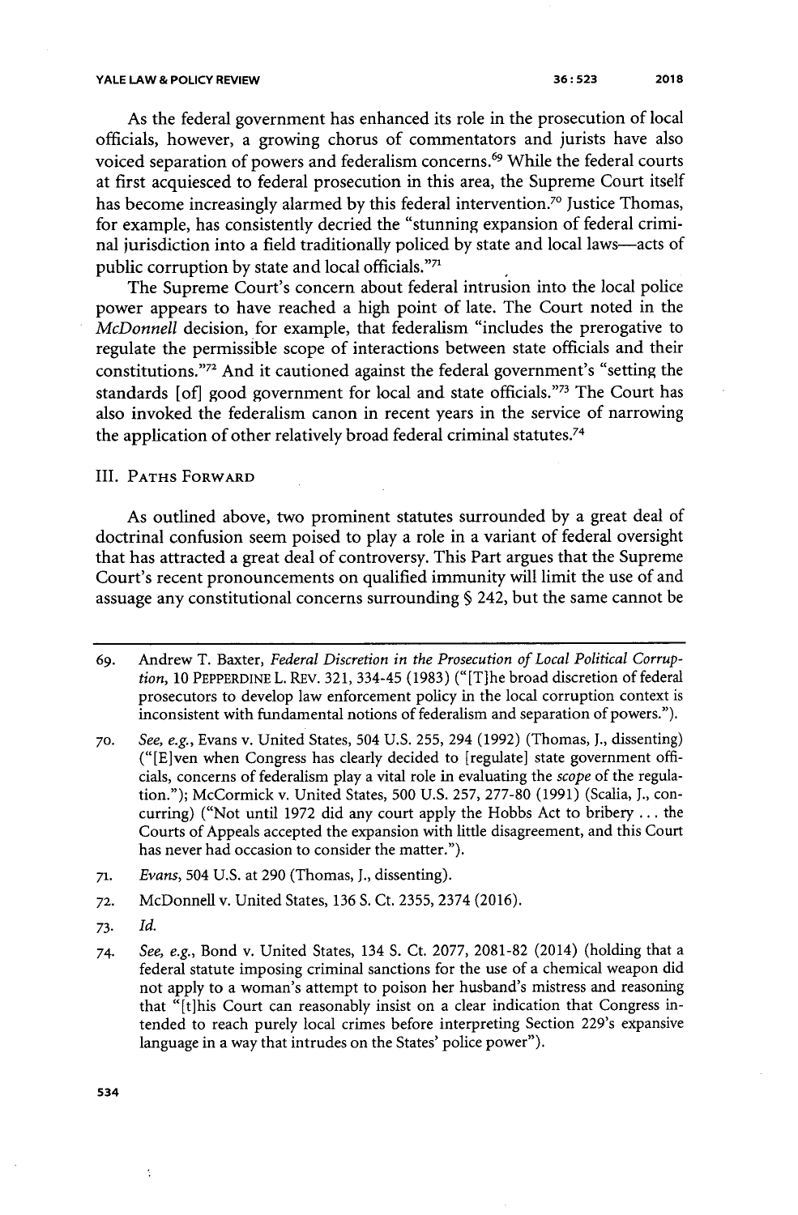As the federal government has enhanced its role in the prosecution of local officials, however, a growing chorus of commentators and jurists have also voiced separation of powers and federalism concerns.[69] While the federal courts at first acquiesced to federal prosecution in this area, the Supreme Court itself has become increasingly alarmed by this federal intervention.[70] Justice Thomas, for example, has consistently decried the "stunning expansion of federal criminal jurisdiction into a field traditionally policed by state and local laws—acts of public corruption by state and local officials."[71]

The Supreme Court's concern about federal intrusion into the local police power appears to have reached a high point of late. The Court noted in the *McDonnell* decision, for example, that federalism "includes the prerogative to regulate the permissible scope of interactions between state officials and their constitutions."[72] And it cautioned against the federal government's "setting the standards [of] good government for local and state officials."[73] The Court has also invoked the federalism canon in recent years in the service of narrowing the application of other relatively broad federal criminal statutes.[74]

## III. PATHS FORWARD

As outlined above, two prominent statutes surrounded by a great deal of doctrinal confusion seem poised to play a role in a variant of federal oversight that has attracted a great deal of controversy. This Part argues that the Supreme Court's recent pronouncements on qualified immunity will limit the use of and assuage any constitutional concerns surrounding § 242, but the same cannot be

---

69. Andrew T. Baxter, *Federal Discretion in the Prosecution of Local Political Corruption*, 10 PEPPERDINE L. REV. 321, 334-45 (1983) ("[T]he broad discretion of federal prosecutors to develop law enforcement policy in the local corruption context is inconsistent with fundamental notions of federalism and separation of powers.").

70. *See, e.g.*, Evans v. United States, 504 U.S. 255, 294 (1992) (Thomas, J., dissenting) ("[E]ven when Congress has clearly decided to [regulate] state government officials, concerns of federalism play a vital role in evaluating the *scope* of the regulation."); McCormick v. United States, 500 U.S. 257, 277-80 (1991) (Scalia, J., concurring) ("Not until 1972 did any court apply the Hobbs Act to bribery ... the Courts of Appeals accepted the expansion with little disagreement, and this Court has never had occasion to consider the matter.").

71. *Evans*, 504 U.S. at 290 (Thomas, J., dissenting).

72. McDonnell v. United States, 136 S. Ct. 2355, 2374 (2016).

73. *Id.*

74. *See, e.g.*, Bond v. United States, 134 S. Ct. 2077, 2081-82 (2014) (holding that a federal statute imposing criminal sanctions for the use of a chemical weapon did not apply to a woman's attempt to poison her husband's mistress and reasoning that "[t]his Court can reasonably insist on a clear indication that Congress intended to reach purely local crimes before interpreting Section 229's expansive language in a way that intrudes on the States' police power").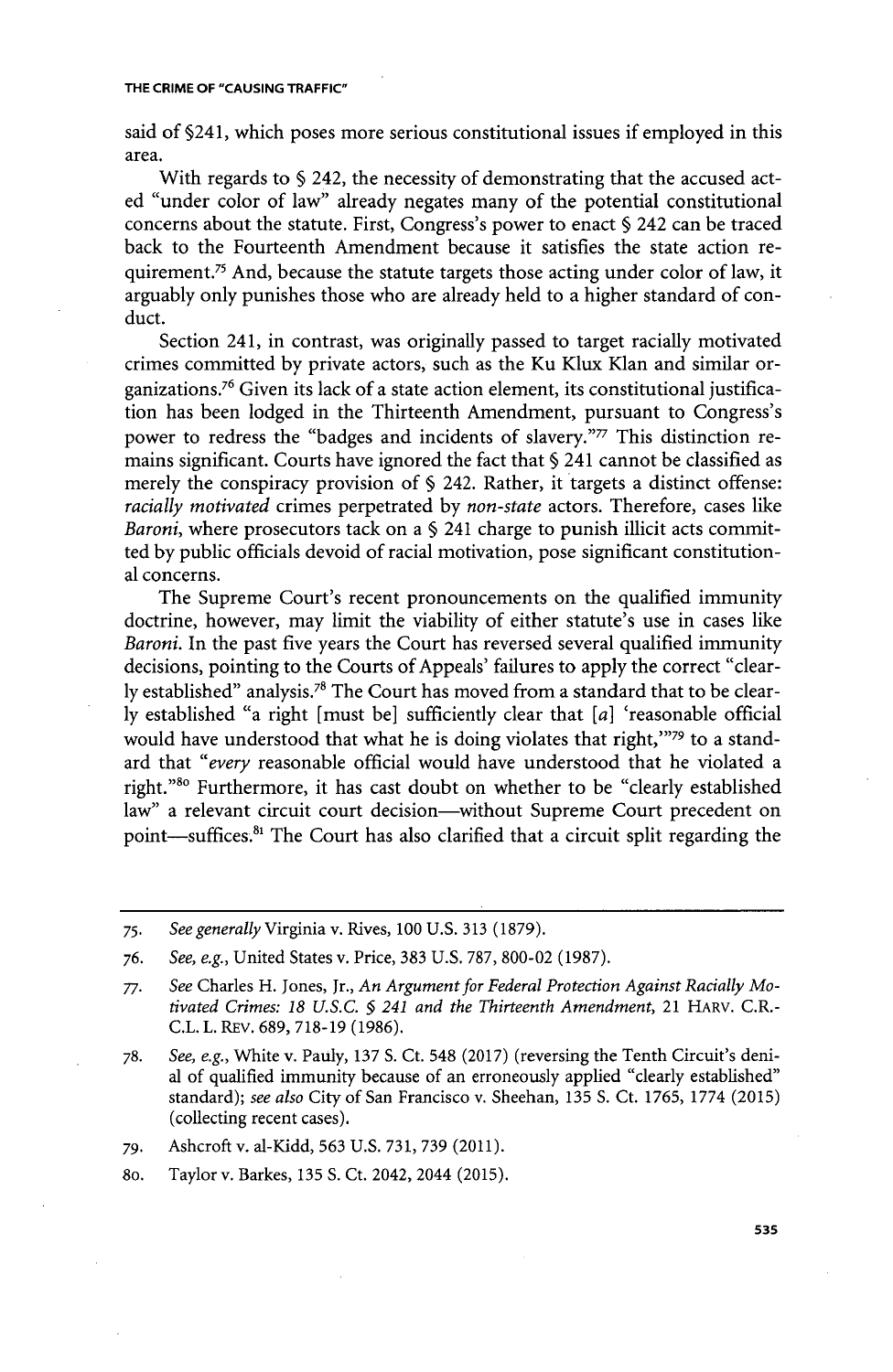said of §241, which poses more serious constitutional issues if employed in this area.

With regards to § 242, the necessity of demonstrating that the accused acted "under color of law" already negates many of the potential constitutional concerns about the statute. First, Congress's power to enact § 242 can be traced back to the Fourteenth Amendment because it satisfies the state action requirement.[75] And, because the statute targets those acting under color of law, it arguably only punishes those who are already held to a higher standard of conduct.

Section 241, in contrast, was originally passed to target racially motivated crimes committed by private actors, such as the Ku Klux Klan and similar organizations.[76] Given its lack of a state action element, its constitutional justification has been lodged in the Thirteenth Amendment, pursuant to Congress's power to redress the "badges and incidents of slavery."[77] This distinction remains significant. Courts have ignored the fact that § 241 cannot be classified as merely the conspiracy provision of § 242. Rather, it targets a distinct offense: *racially motivated* crimes perpetrated by *non-state* actors. Therefore, cases like *Baroni*, where prosecutors tack on a § 241 charge to punish illicit acts committed by public officials devoid of racial motivation, pose significant constitutional concerns.

The Supreme Court's recent pronouncements on the qualified immunity doctrine, however, may limit the viability of either statute's use in cases like *Baroni*. In the past five years the Court has reversed several qualified immunity decisions, pointing to the Courts of Appeals' failures to apply the correct "clearly established" analysis.[78] The Court has moved from a standard that to be clearly established "a right [must be] sufficiently clear that [*a*] 'reasonable official would have understood that what he is doing violates that right,'"[79] to a standard that "*every* reasonable official would have understood that he violated a right."[80] Furthermore, it has cast doubt on whether to be "clearly established law" a relevant circuit court decision—without Supreme Court precedent on point—suffices.[81] The Court has also clarified that a circuit split regarding the

---

75. *See generally* Virginia v. Rives, 100 U.S. 313 (1879).

76. *See, e.g.*, United States v. Price, 383 U.S. 787, 800-02 (1987).

77. *See* Charles H. Jones, Jr., *An Argument for Federal Protection Against Racially Motivated Crimes: 18 U.S.C. § 241 and the Thirteenth Amendment*, 21 HARV. C.R.-C.L. L. REV. 689, 718-19 (1986).

78. *See, e.g.*, White v. Pauly, 137 S. Ct. 548 (2017) (reversing the Tenth Circuit's denial of qualified immunity because of an erroneously applied "clearly established" standard); *see also* City of San Francisco v. Sheehan, 135 S. Ct. 1765, 1774 (2015) (collecting recent cases).

79. Ashcroft v. al-Kidd, 563 U.S. 731, 739 (2011).

80. Taylor v. Barkes, 135 S. Ct. 2042, 2044 (2015).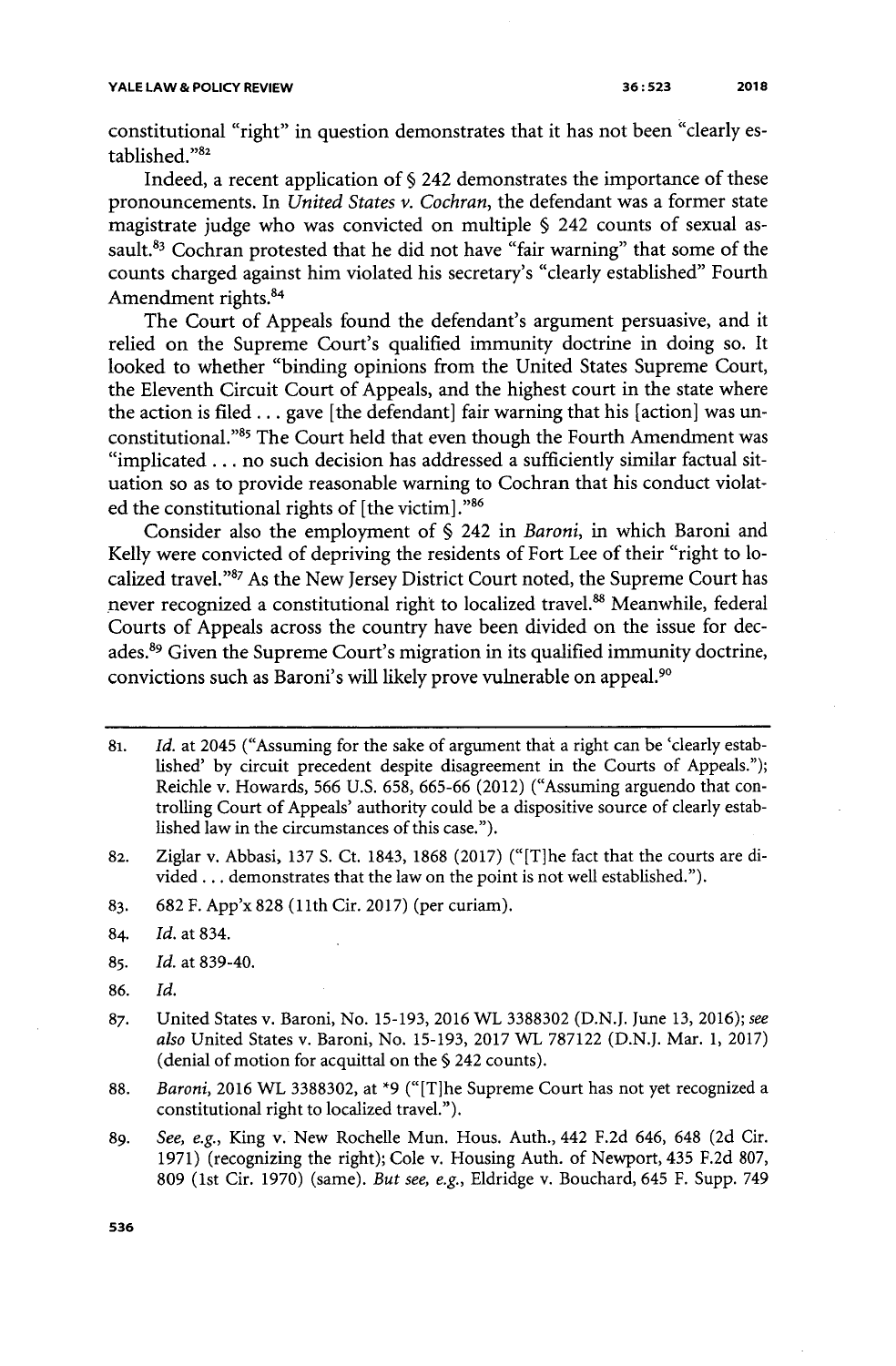constitutional "right" in question demonstrates that it has not been "clearly established."[82]

Indeed, a recent application of § 242 demonstrates the importance of these pronouncements. In *United States v. Cochran*, the defendant was a former state magistrate judge who was convicted on multiple § 242 counts of sexual assault.[83] Cochran protested that he did not have "fair warning" that some of the counts charged against him violated his secretary's "clearly established" Fourth Amendment rights.[84]

The Court of Appeals found the defendant's argument persuasive, and it relied on the Supreme Court's qualified immunity doctrine in doing so. It looked to whether "binding opinions from the United States Supreme Court, the Eleventh Circuit Court of Appeals, and the highest court in the state where the action is filed . . . gave [the defendant] fair warning that his [action] was unconstitutional."[85] The Court held that even though the Fourth Amendment was "implicated . . . no such decision has addressed a sufficiently similar factual situation so as to provide reasonable warning to Cochran that his conduct violated the constitutional rights of [the victim]."[86]

Consider also the employment of § 242 in *Baroni*, in which Baroni and Kelly were convicted of depriving the residents of Fort Lee of their "right to localized travel."[87] As the New Jersey District Court noted, the Supreme Court has never recognized a constitutional right to localized travel.[88] Meanwhile, federal Courts of Appeals across the country have been divided on the issue for decades.[89] Given the Supreme Court's migration in its qualified immunity doctrine, convictions such as Baroni's will likely prove vulnerable on appeal.[90]

---

81. *Id.* at 2045 ("Assuming for the sake of argument that a right can be 'clearly established' by circuit precedent despite disagreement in the Courts of Appeals."); Reichle v. Howards, 566 U.S. 658, 665-66 (2012) ("Assuming arguendo that controlling Court of Appeals' authority could be a dispositive source of clearly established law in the circumstances of this case.").

82. Ziglar v. Abbasi, 137 S. Ct. 1843, 1868 (2017) ("[T]he fact that the courts are divided . . . demonstrates that the law on the point is not well established.").

83. 682 F. App'x 828 (11th Cir. 2017) (per curiam).

84. *Id.* at 834.

85. *Id.* at 839-40.

86. *Id.*

87. United States v. Baroni, No. 15-193, 2016 WL 3388302 (D.N.J. June 13, 2016); *see also* United States v. Baroni, No. 15-193, 2017 WL 787122 (D.N.J. Mar. 1, 2017) (denial of motion for acquittal on the § 242 counts).

88. *Baroni*, 2016 WL 3388302, at *9 ("[T]he Supreme Court has not yet recognized a constitutional right to localized travel.").

89. *See, e.g.*, King v. New Rochelle Mun. Hous. Auth., 442 F.2d 646, 648 (2d Cir. 1971) (recognizing the right); Cole v. Housing Auth. of Newport, 435 F.2d 807, 809 (1st Cir. 1970) (same). *But see, e.g.*, Eldridge v. Bouchard, 645 F. Supp. 749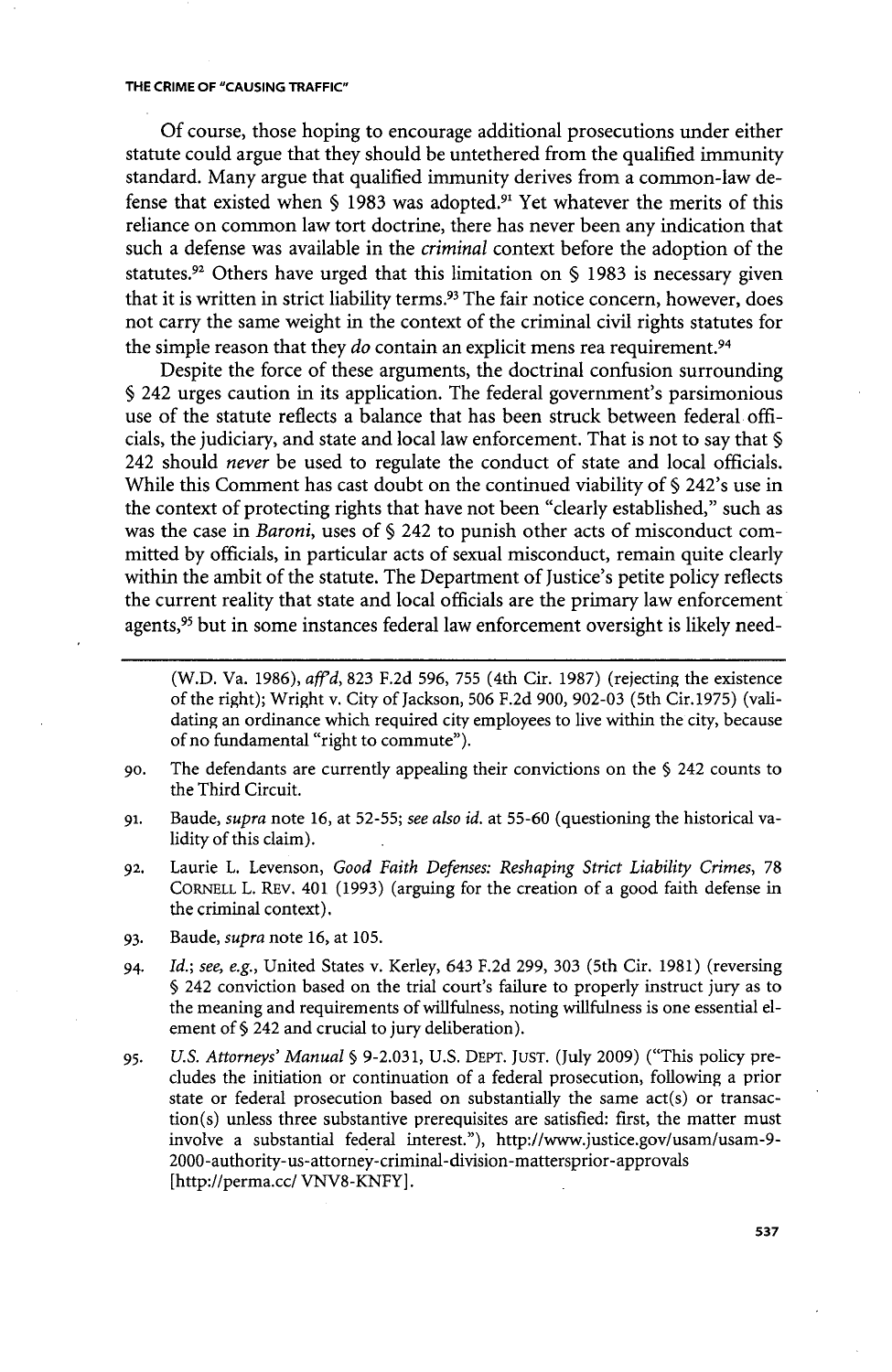Of course, those hoping to encourage additional prosecutions under either statute could argue that they should be untethered from the qualified immunity standard. Many argue that qualified immunity derives from a common-law defense that existed when § 1983 was adopted.[91] Yet whatever the merits of this reliance on common law tort doctrine, there has never been any indication that such a defense was available in the *criminal* context before the adoption of the statutes.[92] Others have urged that this limitation on § 1983 is necessary given that it is written in strict liability terms.[93] The fair notice concern, however, does not carry the same weight in the context of the criminal civil rights statutes for the simple reason that they *do* contain an explicit mens rea requirement.[94]

Despite the force of these arguments, the doctrinal confusion surrounding § 242 urges caution in its application. The federal government's parsimonious use of the statute reflects a balance that has been struck between federal officials, the judiciary, and state and local law enforcement. That is not to say that § 242 should *never* be used to regulate the conduct of state and local officials. While this Comment has cast doubt on the continued viability of § 242's use in the context of protecting rights that have not been "clearly established," such as was the case in *Baroni*, uses of § 242 to punish other acts of misconduct committed by officials, in particular acts of sexual misconduct, remain quite clearly within the ambit of the statute. The Department of Justice's petite policy reflects the current reality that state and local officials are the primary law enforcement agents,[95] but in some instances federal law enforcement oversight is likely need-

---

(W.D. Va. 1986), *aff'd*, 823 F.2d 596, 755 (4th Cir. 1987) (rejecting the existence of the right); Wright v. City of Jackson, 506 F.2d 900, 902-03 (5th Cir.1975) (validating an ordinance which required city employees to live within the city, because of no fundamental "right to commute").

90. The defendants are currently appealing their convictions on the § 242 counts to the Third Circuit.

91. Baude, *supra* note 16, at 52-55; *see also id.* at 55-60 (questioning the historical validity of this claim).

92. Laurie L. Levenson, *Good Faith Defenses: Reshaping Strict Liability Crimes*, 78 CORNELL L. REV. 401 (1993) (arguing for the creation of a good faith defense in the criminal context).

93. Baude, *supra* note 16, at 105.

94. *Id.*; *see, e.g.*, United States v. Kerley, 643 F.2d 299, 303 (5th Cir. 1981) (reversing § 242 conviction based on the trial court's failure to properly instruct jury as to the meaning and requirements of willfulness, noting willfulness is one essential element of § 242 and crucial to jury deliberation).

95. *U.S. Attorneys' Manual* § 9-2.031, U.S. DEPT. JUST. (July 2009) ("This policy precludes the initiation or continuation of a federal prosecution, following a prior state or federal prosecution based on substantially the same act(s) or transaction(s) unless three substantive prerequisites are satisfied: first, the matter must involve a substantial federal interest."), http://www.justice.gov/usam/usam-9-2000-authority-us-attorney-criminal-division-mattersprior-approvals [http://perma.cc/ VNV8-KNFY].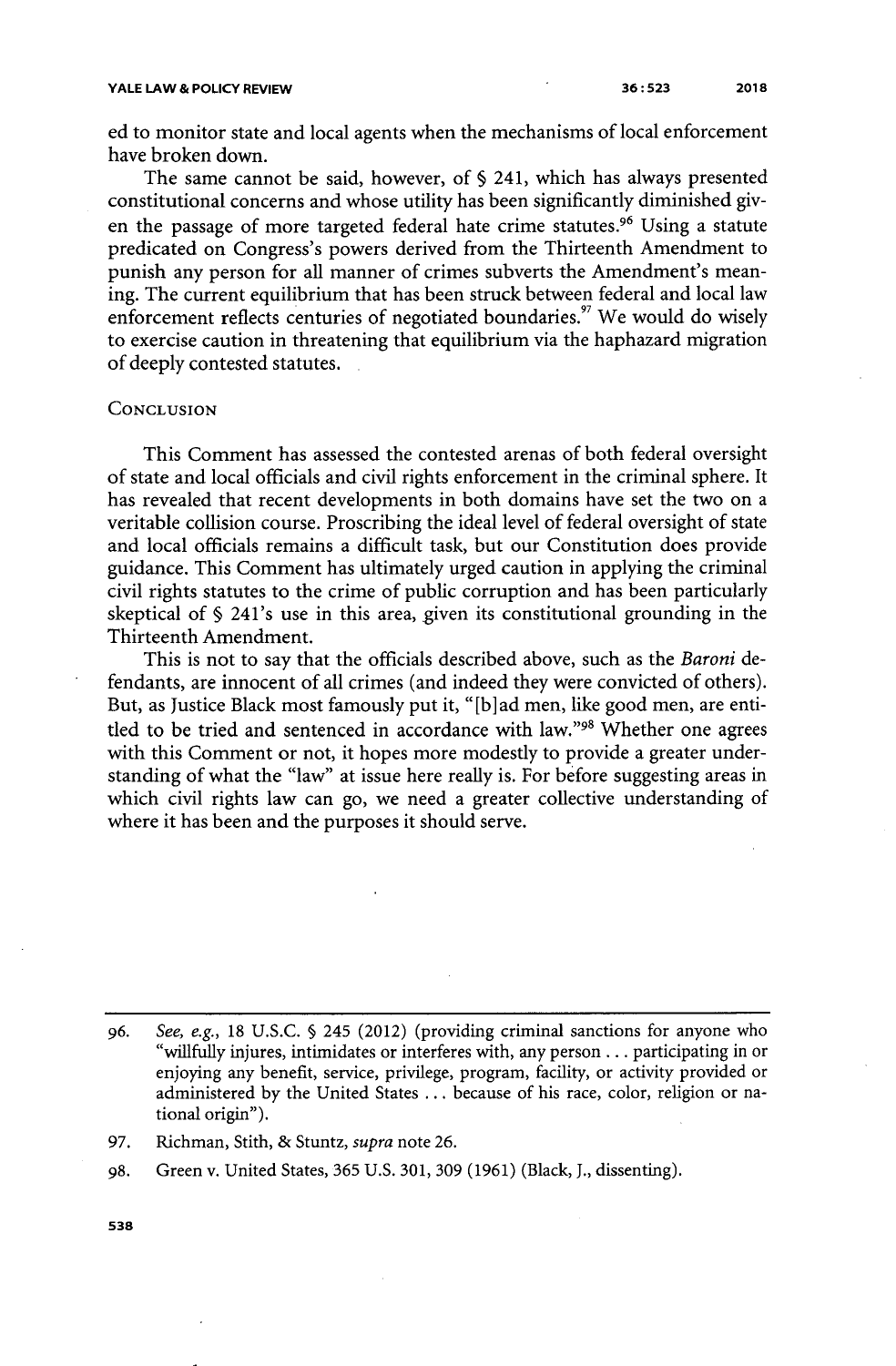ed to monitor state and local agents when the mechanisms of local enforcement have broken down.

The same cannot be said, however, of § 241, which has always presented constitutional concerns and whose utility has been significantly diminished given the passage of more targeted federal hate crime statutes.[96] Using a statute predicated on Congress's powers derived from the Thirteenth Amendment to punish any person for all manner of crimes subverts the Amendment's meaning. The current equilibrium that has been struck between federal and local law enforcement reflects centuries of negotiated boundaries.[97] We would do wisely to exercise caution in threatening that equilibrium via the haphazard migration of deeply contested statutes.

## CONCLUSION

This Comment has assessed the contested arenas of both federal oversight of state and local officials and civil rights enforcement in the criminal sphere. It has revealed that recent developments in both domains have set the two on a veritable collision course. Proscribing the ideal level of federal oversight of state and local officials remains a difficult task, but our Constitution does provide guidance. This Comment has ultimately urged caution in applying the criminal civil rights statutes to the crime of public corruption and has been particularly skeptical of § 241's use in this area, given its constitutional grounding in the Thirteenth Amendment.

This is not to say that the officials described above, such as the *Baroni* defendants, are innocent of all crimes (and indeed they were convicted of others). But, as Justice Black most famously put it, "[b]ad men, like good men, are entitled to be tried and sentenced in accordance with law."[98] Whether one agrees with this Comment or not, it hopes more modestly to provide a greater understanding of what the "law" at issue here really is. For before suggesting areas in which civil rights law can go, we need a greater collective understanding of where it has been and the purposes it should serve.

---

96. *See, e.g.*, 18 U.S.C. § 245 (2012) (providing criminal sanctions for anyone who "willfully injures, intimidates or interferes with, any person . . . participating in or enjoying any benefit, service, privilege, program, facility, or activity provided or administered by the United States . . . because of his race, color, religion or national origin").

97. Richman, Stith, & Stuntz, *supra* note 26.

98. Green v. United States, 365 U.S. 301, 309 (1961) (Black, J., dissenting).